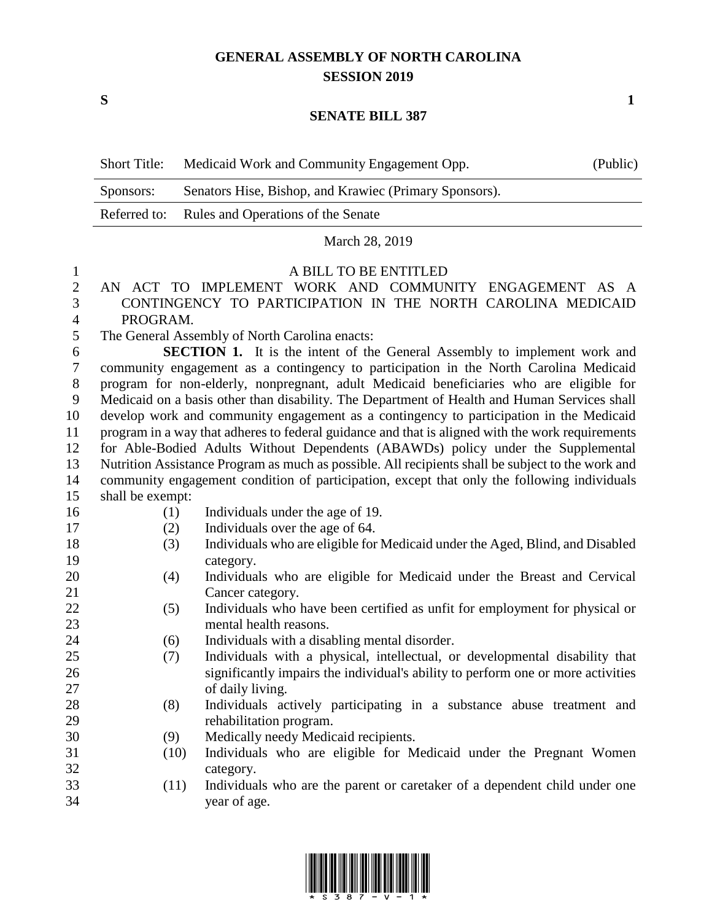# GENERAL ASSEMBLY OF NORTH CAROLINA
## SESSION 2019

**S** **1**

## SENATE BILL 387

| | | |
|---|---|---|
| Short Title: | Medicaid Work and Community Engagement Opp. | (Public) |
| Sponsors: | Senators Hise, Bishop, and Krawiec (Primary Sponsors). | |
| Referred to: | Rules and Operations of the Senate | |

March 28, 2019

A BILL TO BE ENTITLED

AN ACT TO IMPLEMENT WORK AND COMMUNITY ENGAGEMENT AS A CONTINGENCY TO PARTICIPATION IN THE NORTH CAROLINA MEDICAID PROGRAM.

The General Assembly of North Carolina enacts:

**SECTION 1.** It is the intent of the General Assembly to implement work and community engagement as a contingency to participation in the North Carolina Medicaid program for non-elderly, nonpregnant, adult Medicaid beneficiaries who are eligible for Medicaid on a basis other than disability. The Department of Health and Human Services shall develop work and community engagement as a contingency to participation in the Medicaid program in a way that adheres to federal guidance and that is aligned with the work requirements for Able-Bodied Adults Without Dependents (ABAWDs) policy under the Supplemental Nutrition Assistance Program as much as possible. All recipients shall be subject to the work and community engagement condition of participation, except that only the following individuals shall be exempt:

(1) Individuals under the age of 19.

(2) Individuals over the age of 64.

(3) Individuals who are eligible for Medicaid under the Aged, Blind, and Disabled category.

(4) Individuals who are eligible for Medicaid under the Breast and Cervical Cancer category.

(5) Individuals who have been certified as unfit for employment for physical or mental health reasons.

(6) Individuals with a disabling mental disorder.

(7) Individuals with a physical, intellectual, or developmental disability that significantly impairs the individual's ability to perform one or more activities of daily living.

(8) Individuals actively participating in a substance abuse treatment and rehabilitation program.

(9) Medically needy Medicaid recipients.

(10) Individuals who are eligible for Medicaid under the Pregnant Women category.

(11) Individuals who are the parent or caretaker of a dependent child under one year of age.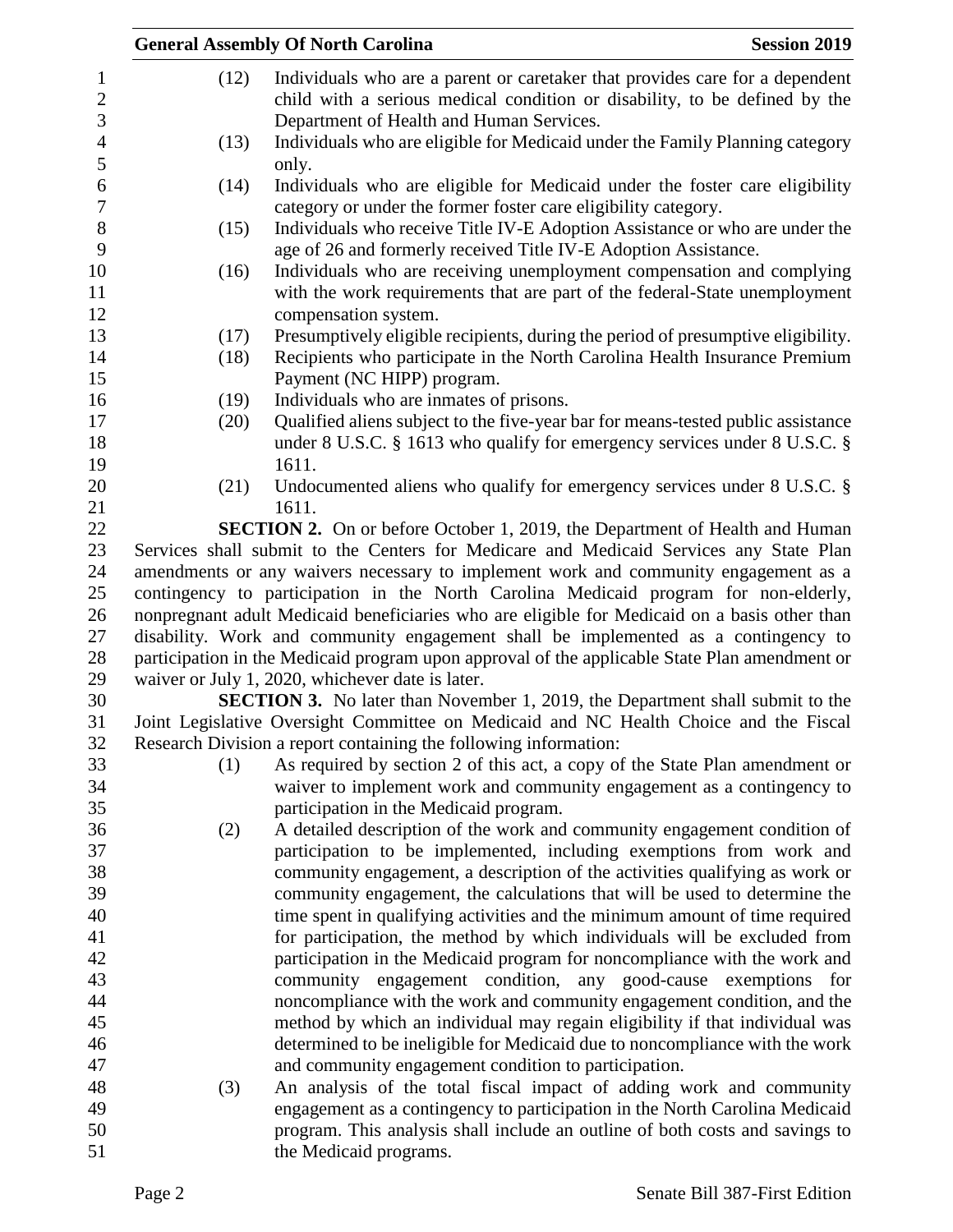(12) Individuals who are a parent or caretaker that provides care for a dependent child with a serious medical condition or disability, to be defined by the Department of Health and Human Services.

(13) Individuals who are eligible for Medicaid under the Family Planning category only.

(14) Individuals who are eligible for Medicaid under the foster care eligibility category or under the former foster care eligibility category.

(15) Individuals who receive Title IV-E Adoption Assistance or who are under the age of 26 and formerly received Title IV-E Adoption Assistance.

(16) Individuals who are receiving unemployment compensation and complying with the work requirements that are part of the federal-State unemployment compensation system.

(17) Presumptively eligible recipients, during the period of presumptive eligibility.

(18) Recipients who participate in the North Carolina Health Insurance Premium Payment (NC HIPP) program.

(19) Individuals who are inmates of prisons.

(20) Qualified aliens subject to the five-year bar for means-tested public assistance under 8 U.S.C. § 1613 who qualify for emergency services under 8 U.S.C. § 1611.

(21) Undocumented aliens who qualify for emergency services under 8 U.S.C. § 1611.

**SECTION 2.** On or before October 1, 2019, the Department of Health and Human Services shall submit to the Centers for Medicare and Medicaid Services any State Plan amendments or any waivers necessary to implement work and community engagement as a contingency to participation in the North Carolina Medicaid program for non-elderly, nonpregnant adult Medicaid beneficiaries who are eligible for Medicaid on a basis other than disability. Work and community engagement shall be implemented as a contingency to participation in the Medicaid program upon approval of the applicable State Plan amendment or waiver or July 1, 2020, whichever date is later.

**SECTION 3.** No later than November 1, 2019, the Department shall submit to the Joint Legislative Oversight Committee on Medicaid and NC Health Choice and the Fiscal Research Division a report containing the following information:

(1) As required by section 2 of this act, a copy of the State Plan amendment or waiver to implement work and community engagement as a contingency to participation in the Medicaid program.

(2) A detailed description of the work and community engagement condition of participation to be implemented, including exemptions from work and community engagement, a description of the activities qualifying as work or community engagement, the calculations that will be used to determine the time spent in qualifying activities and the minimum amount of time required for participation, the method by which individuals will be excluded from participation in the Medicaid program for noncompliance with the work and community engagement condition, any good-cause exemptions for noncompliance with the work and community engagement condition, and the method by which an individual may regain eligibility if that individual was determined to be ineligible for Medicaid due to noncompliance with the work and community engagement condition to participation.

(3) An analysis of the total fiscal impact of adding work and community engagement as a contingency to participation in the North Carolina Medicaid program. This analysis shall include an outline of both costs and savings to the Medicaid programs.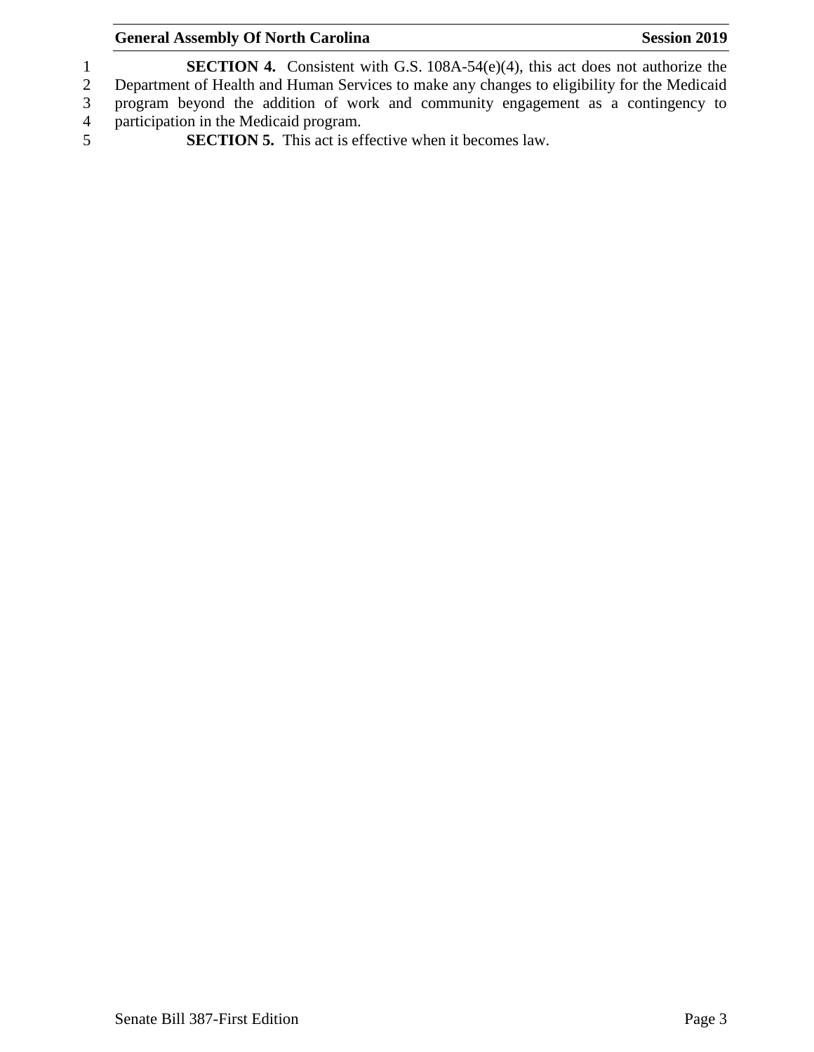**SECTION 4.** Consistent with G.S. 108A-54(e)(4), this act does not authorize the Department of Health and Human Services to make any changes to eligibility for the Medicaid program beyond the addition of work and community engagement as a contingency to participation in the Medicaid program.

**SECTION 5.** This act is effective when it becomes law.